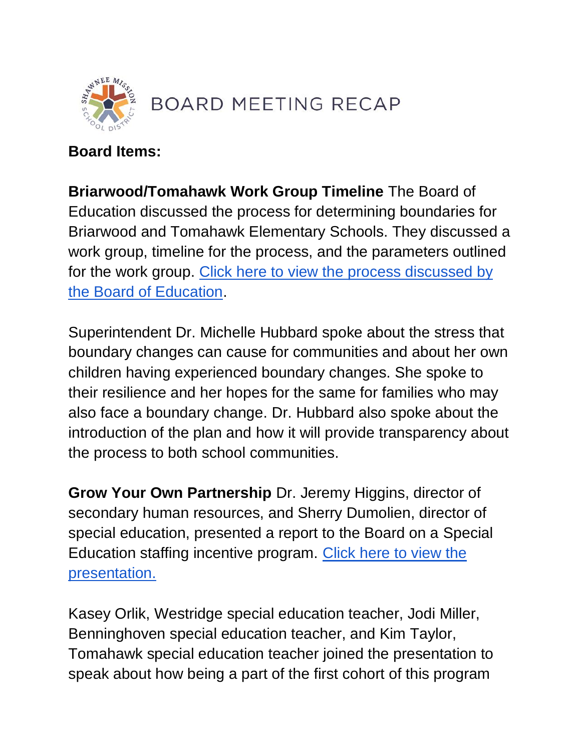# BOARD MEETING RECAP

**Board Items:**

**Briarwood/Tomahawk Work Group Timeline** The Board of Education discussed the process for determining boundaries for Briarwood and Tomahawk Elementary Schools. They discussed a work group, timeline for the process, and the parameters outlined for the work group. Click here to view the process discussed by the Board of Education.

Superintendent Dr. Michelle Hubbard spoke about the stress that boundary changes can cause for communities and about her own children having experienced boundary changes. She spoke to their resilience and her hopes for the same for families who may also face a boundary change. Dr. Hubbard also spoke about the introduction of the plan and how it will provide transparency about the process to both school communities.

**Grow Your Own Partnership** Dr. Jeremy Higgins, director of secondary human resources, and Sherry Dumolien, director of special education, presented a report to the Board on a Special Education staffing incentive program. Click here to view the presentation.

Kasey Orlik, Westridge special education teacher, Jodi Miller, Benninghoven special education teacher, and Kim Taylor, Tomahawk special education teacher joined the presentation to speak about how being a part of the first cohort of this program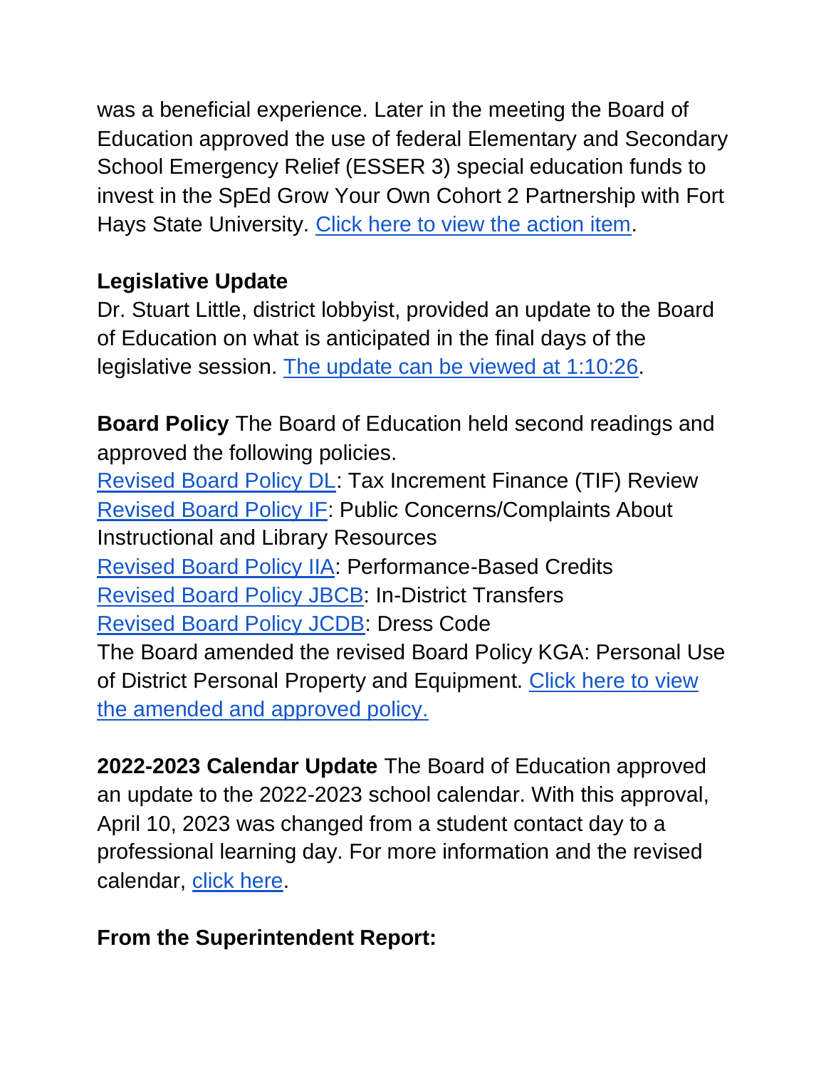was a beneficial experience. Later in the meeting the Board of Education approved the use of federal Elementary and Secondary School Emergency Relief (ESSER 3) special education funds to invest in the SpEd Grow Your Own Cohort 2 Partnership with Fort Hays State University. Click here to view the action item.

**Legislative Update**

Dr. Stuart Little, district lobbyist, provided an update to the Board of Education on what is anticipated in the final days of the legislative session. The update can be viewed at 1:10:26.

**Board Policy** The Board of Education held second readings and approved the following policies.

Revised Board Policy DL: Tax Increment Finance (TIF) Review
Revised Board Policy IF: Public Concerns/Complaints About Instructional and Library Resources
Revised Board Policy IIA: Performance-Based Credits
Revised Board Policy JBCB: In-District Transfers
Revised Board Policy JCDB: Dress Code
The Board amended the revised Board Policy KGA: Personal Use of District Personal Property and Equipment. Click here to view the amended and approved policy.

**2022-2023 Calendar Update** The Board of Education approved an update to the 2022-2023 school calendar. With this approval, April 10, 2023 was changed from a student contact day to a professional learning day. For more information and the revised calendar, click here.

**From the Superintendent Report:**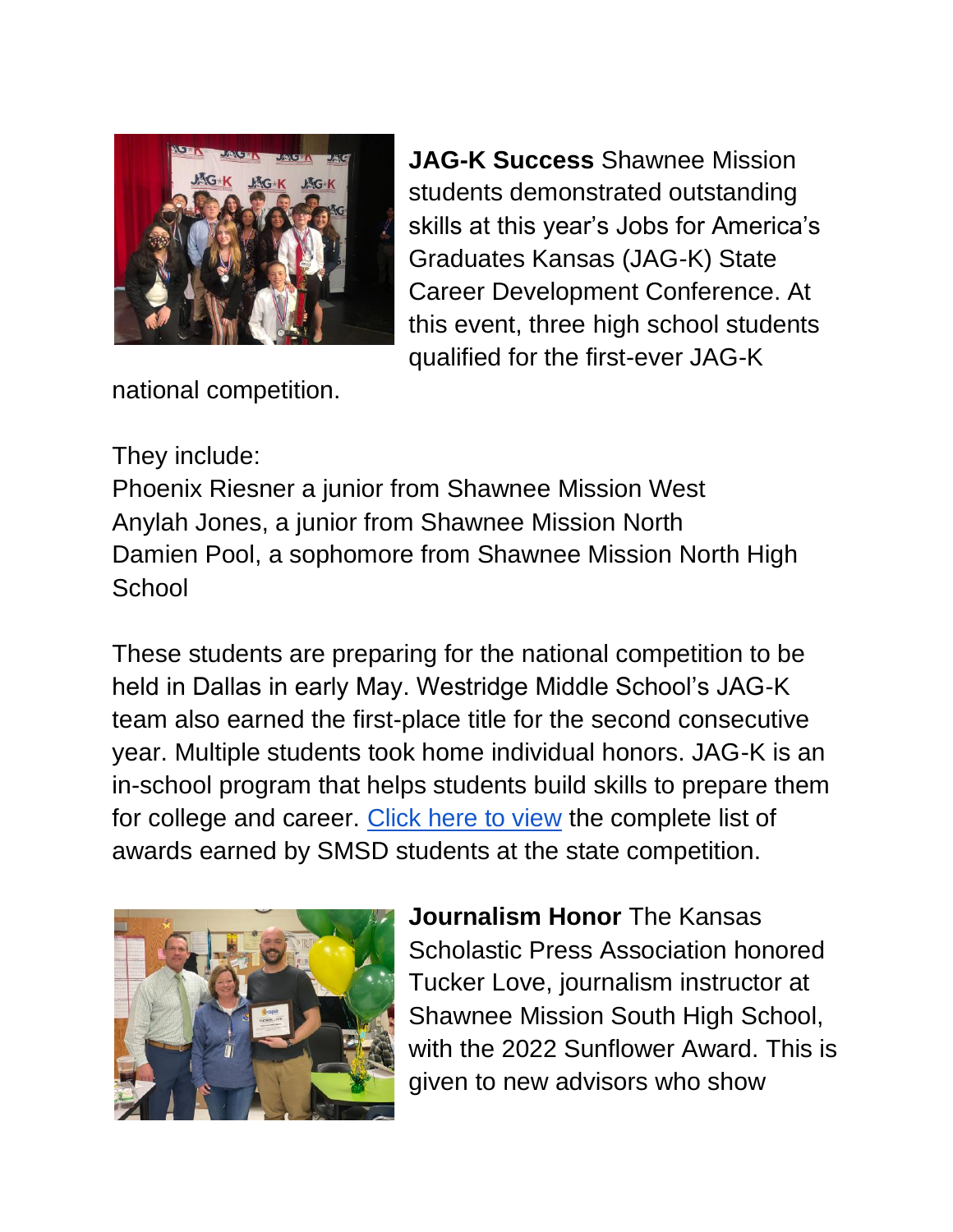**JAG-K Success** Shawnee Mission students demonstrated outstanding skills at this year's Jobs for America's Graduates Kansas (JAG-K) State Career Development Conference. At this event, three high school students qualified for the first-ever JAG-K national competition.

They include:
Phoenix Riesner a junior from Shawnee Mission West
Anylah Jones, a junior from Shawnee Mission North
Damien Pool, a sophomore from Shawnee Mission North High School

These students are preparing for the national competition to be held in Dallas in early May. Westridge Middle School's JAG-K team also earned the first-place title for the second consecutive year. Multiple students took home individual honors. JAG-K is an in-school program that helps students build skills to prepare them for college and career. Click here to view the complete list of awards earned by SMSD students at the state competition.

**Journalism Honor** The Kansas Scholastic Press Association honored Tucker Love, journalism instructor at Shawnee Mission South High School, with the 2022 Sunflower Award. This is given to new advisors who show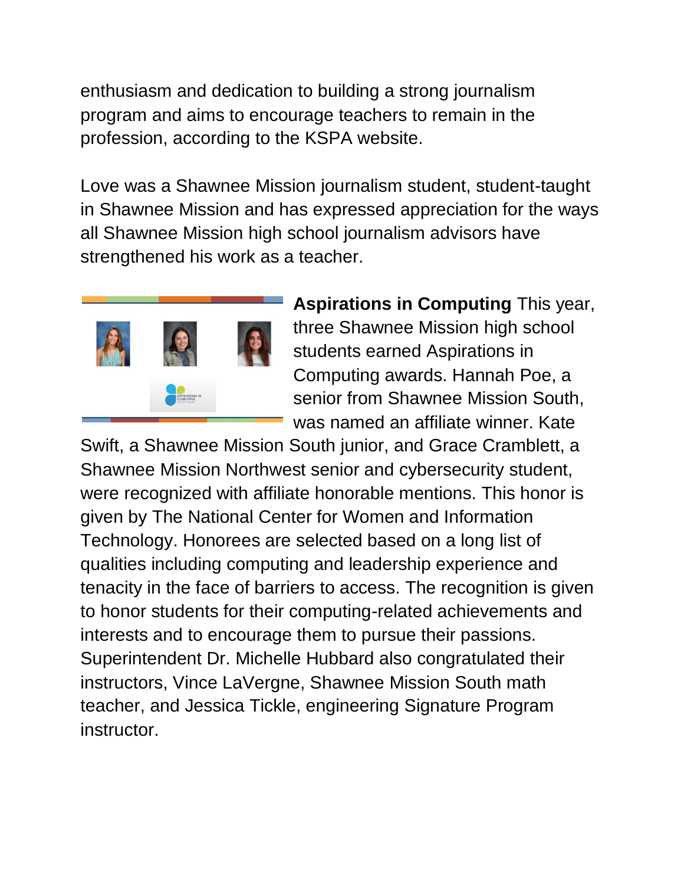enthusiasm and dedication to building a strong journalism program and aims to encourage teachers to remain in the profession, according to the KSPA website.

Love was a Shawnee Mission journalism student, student-taught in Shawnee Mission and has expressed appreciation for the ways all Shawnee Mission high school journalism advisors have strengthened his work as a teacher.

**Aspirations in Computing** This year, three Shawnee Mission high school students earned Aspirations in Computing awards. Hannah Poe, a senior from Shawnee Mission South, was named an affiliate winner. Kate Swift, a Shawnee Mission South junior, and Grace Cramblett, a Shawnee Mission Northwest senior and cybersecurity student, were recognized with affiliate honorable mentions. This honor is given by The National Center for Women and Information Technology. Honorees are selected based on a long list of qualities including computing and leadership experience and tenacity in the face of barriers to access. The recognition is given to honor students for their computing-related achievements and interests and to encourage them to pursue their passions. Superintendent Dr. Michelle Hubbard also congratulated their instructors, Vince LaVergne, Shawnee Mission South math teacher, and Jessica Tickle, engineering Signature Program instructor.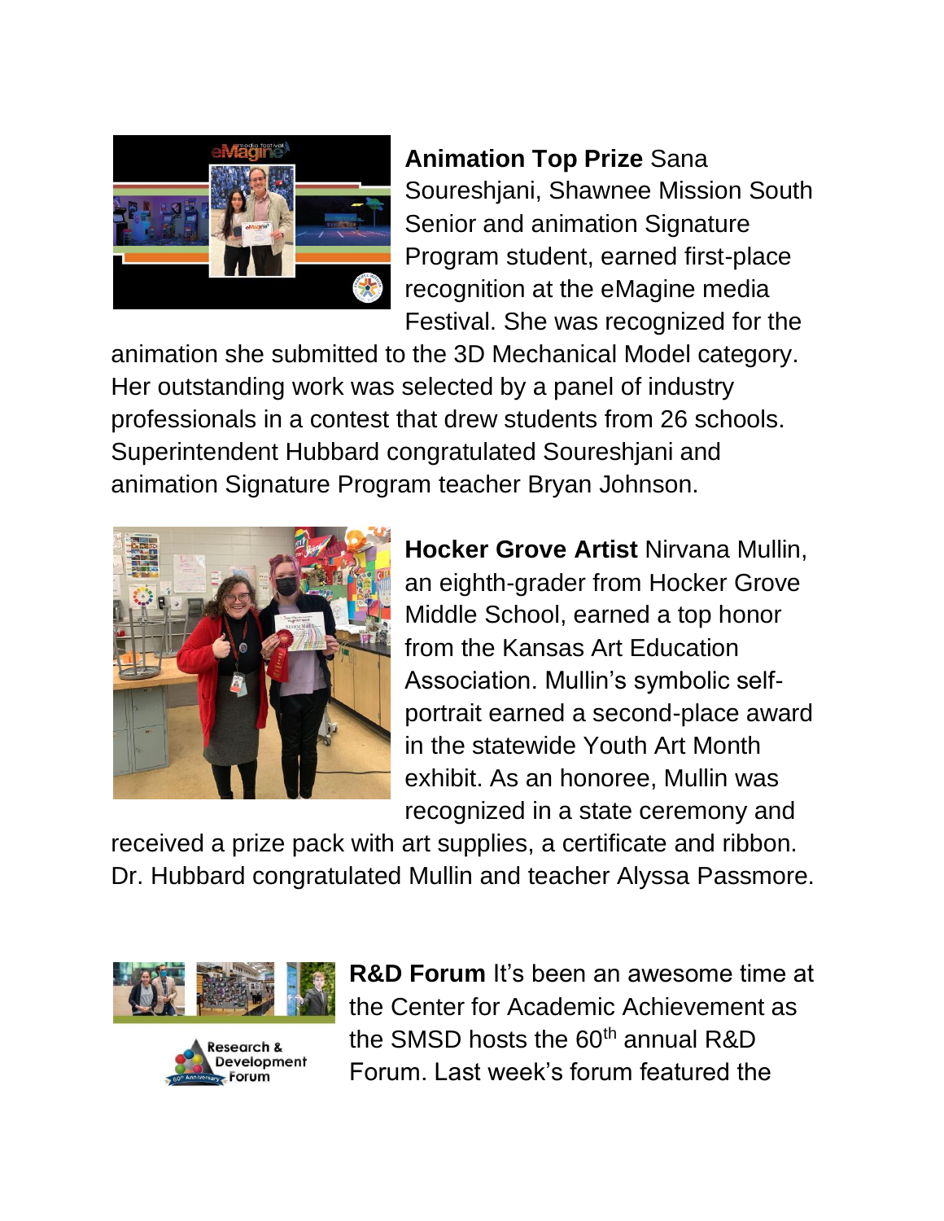**Animation Top Prize** Sana Soureshjani, Shawnee Mission South Senior and animation Signature Program student, earned first-place recognition at the eMagine media Festival. She was recognized for the animation she submitted to the 3D Mechanical Model category. Her outstanding work was selected by a panel of industry professionals in a contest that drew students from 26 schools. Superintendent Hubbard congratulated Soureshjani and animation Signature Program teacher Bryan Johnson.

**Hocker Grove Artist** Nirvana Mullin, an eighth-grader from Hocker Grove Middle School, earned a top honor from the Kansas Art Education Association. Mullin's symbolic self-portrait earned a second-place award in the statewide Youth Art Month exhibit. As an honoree, Mullin was recognized in a state ceremony and received a prize pack with art supplies, a certificate and ribbon. Dr. Hubbard congratulated Mullin and teacher Alyssa Passmore.

**R&D Forum** It's been an awesome time at the Center for Academic Achievement as the SMSD hosts the 60th annual R&D Forum. Last week's forum featured the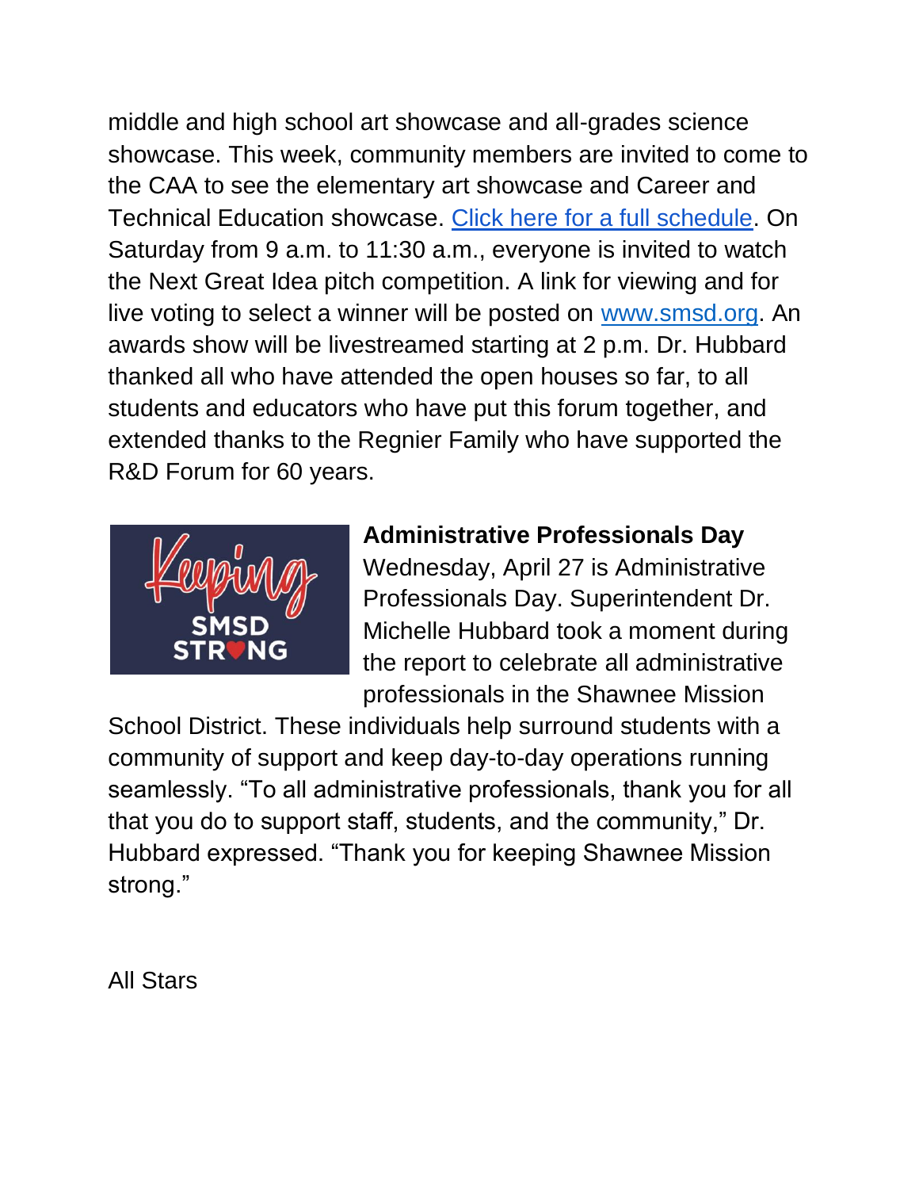middle and high school art showcase and all-grades science showcase. This week, community members are invited to come to the CAA to see the elementary art showcase and Career and Technical Education showcase. [Click here for a full schedule](). On Saturday from 9 a.m. to 11:30 a.m., everyone is invited to watch the Next Great Idea pitch competition. A link for viewing and for live voting to select a winner will be posted on [www.smsd.org](http://www.smsd.org). An awards show will be livestreamed starting at 2 p.m. Dr. Hubbard thanked all who have attended the open houses so far, to all students and educators who have put this forum together, and extended thanks to the Regnier Family who have supported the R&D Forum for 60 years.

**Administrative Professionals Day**

Wednesday, April 27 is Administrative Professionals Day. Superintendent Dr. Michelle Hubbard took a moment during the report to celebrate all administrative professionals in the Shawnee Mission School District. These individuals help surround students with a community of support and keep day-to-day operations running seamlessly. “To all administrative professionals, thank you for all that you do to support staff, students, and the community,” Dr. Hubbard expressed. “Thank you for keeping Shawnee Mission strong.”

All Stars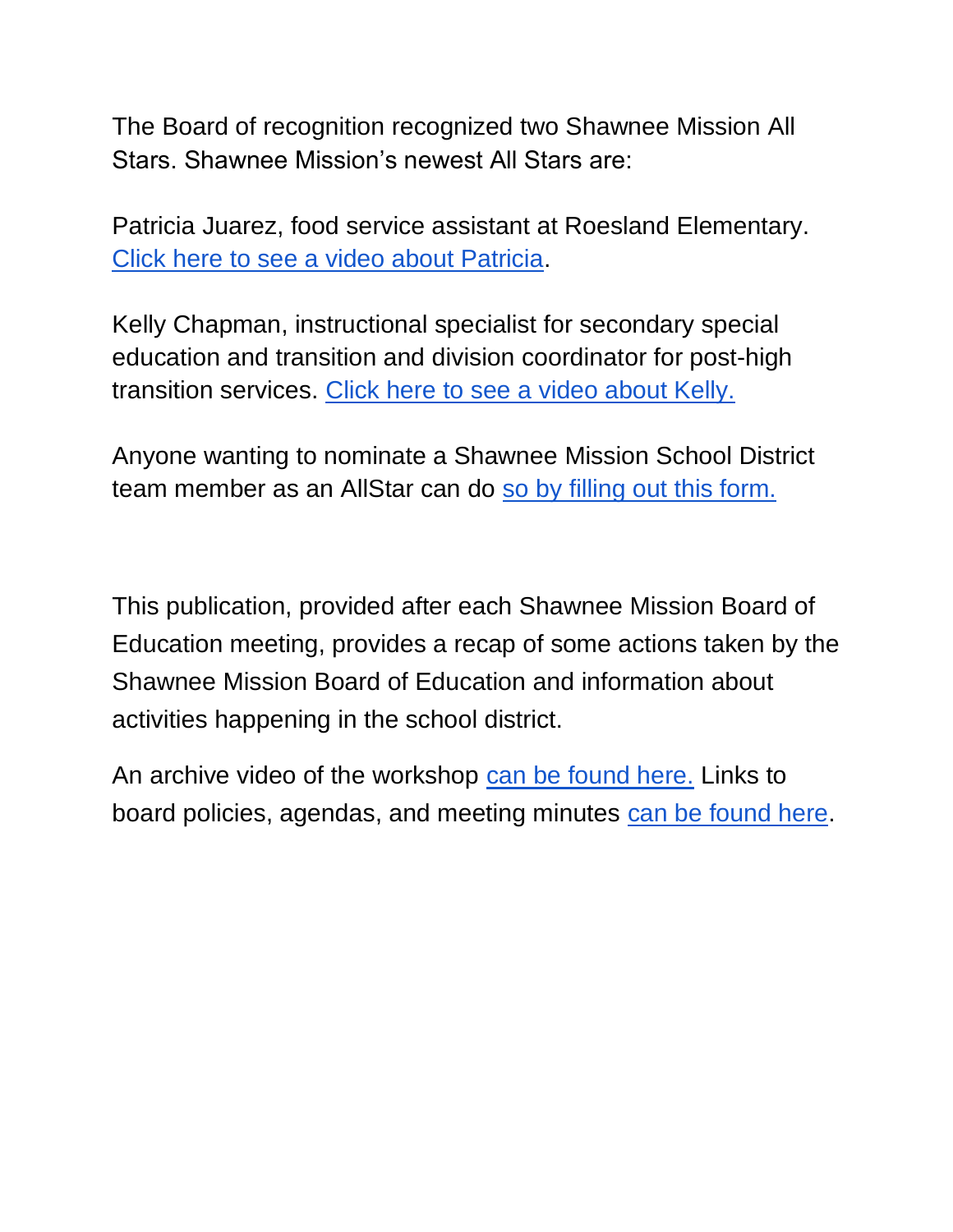The Board of recognition recognized two Shawnee Mission All Stars. Shawnee Mission's newest All Stars are:

Patricia Juarez, food service assistant at Roesland Elementary. Click here to see a video about Patricia.

Kelly Chapman, instructional specialist for secondary special education and transition and division coordinator for post-high transition services. Click here to see a video about Kelly.

Anyone wanting to nominate a Shawnee Mission School District team member as an AllStar can do so by filling out this form.

This publication, provided after each Shawnee Mission Board of Education meeting, provides a recap of some actions taken by the Shawnee Mission Board of Education and information about activities happening in the school district.

An archive video of the workshop can be found here. Links to board policies, agendas, and meeting minutes can be found here.